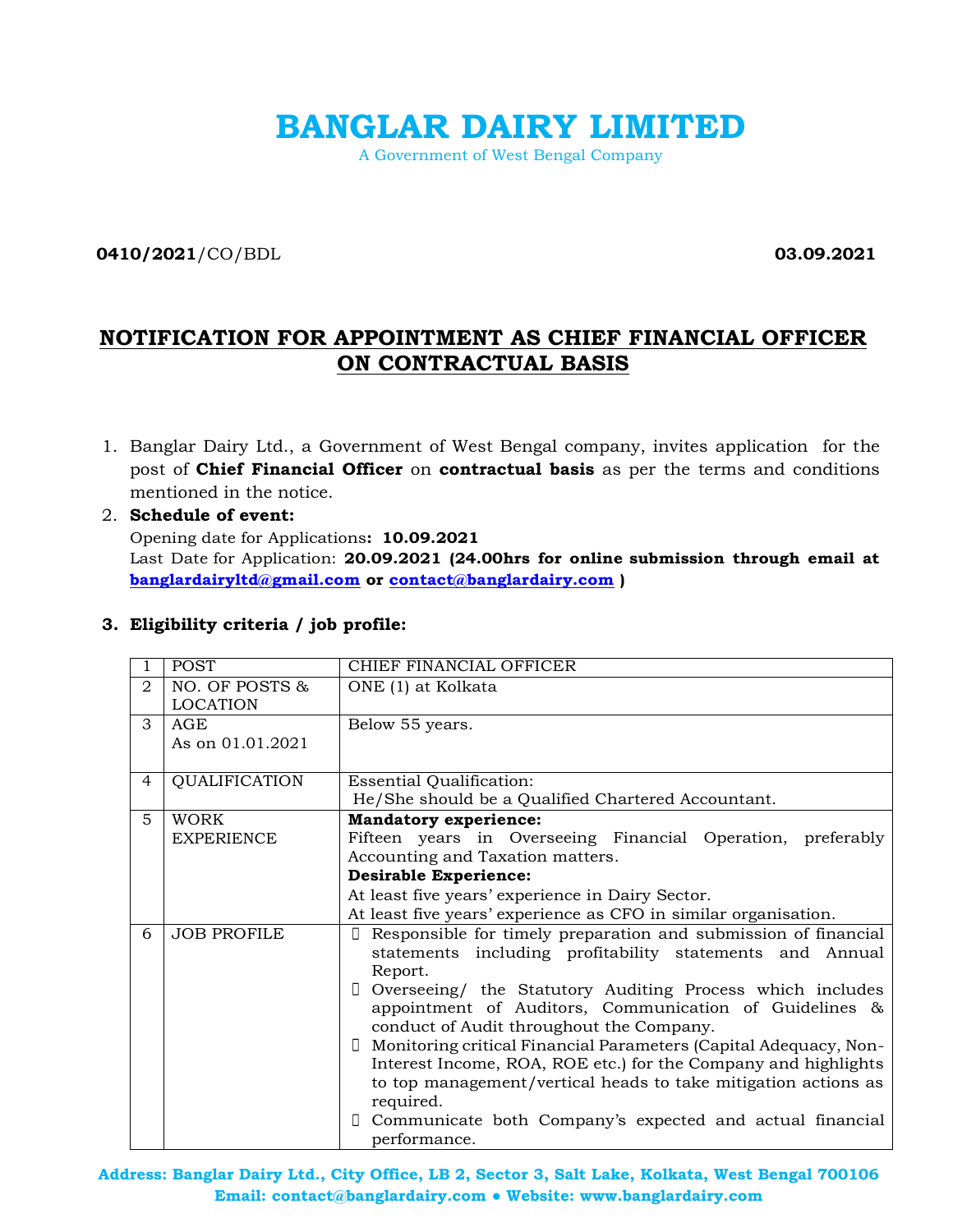# BANGLAR DAIRY LIMITED

A Government of West Bengal Company

**0410/2021**/CO/BDL **03.09.2021**

## NOTIFICATION FOR APPOINTMENT AS CHIEF FINANCIAL OFFICER ON CONTRACTUAL BASIS

1. Banglar Dairy Ltd., a Government of West Bengal company, invites application for the post of **Chief Financial Officer** on **contractual basis** as per the terms and conditions mentioned in the notice.
2. **Schedule of event:**
   Opening date for Applications**: 10.09.2021**
   Last Date for Application: **20.09.2021 (24.00hrs for online submission through email at banglardairyltd@gmail.com or contact@banglardairy.com )**

3. **Eligibility criteria / job profile:**

| 1 | POST | CHIEF FINANCIAL OFFICER |
|---|---|---|
| 2 | NO. OF POSTS & LOCATION | ONE (1) at Kolkata |
| 3 | AGE As on 01.01.2021 | Below 55 years. |
| 4 | QUALIFICATION | Essential Qualification: He/She should be a Qualified Chartered Accountant. |
| 5 | WORK EXPERIENCE | **Mandatory experience:** Fifteen years in Overseeing Financial Operation, preferably Accounting and Taxation matters. **Desirable Experience:** At least five years' experience in Dairy Sector. At least five years' experience as CFO in similar organisation. |
| 6 | JOB PROFILE | - Responsible for timely preparation and submission of financial statements including profitability statements and Annual Report. - Overseeing/ the Statutory Auditing Process which includes appointment of Auditors, Communication of Guidelines & conduct of Audit throughout the Company. - Monitoring critical Financial Parameters (Capital Adequacy, Non-Interest Income, ROA, ROE etc.) for the Company and highlights to top management/vertical heads to take mitigation actions as required. - Communicate both Company's expected and actual financial performance. |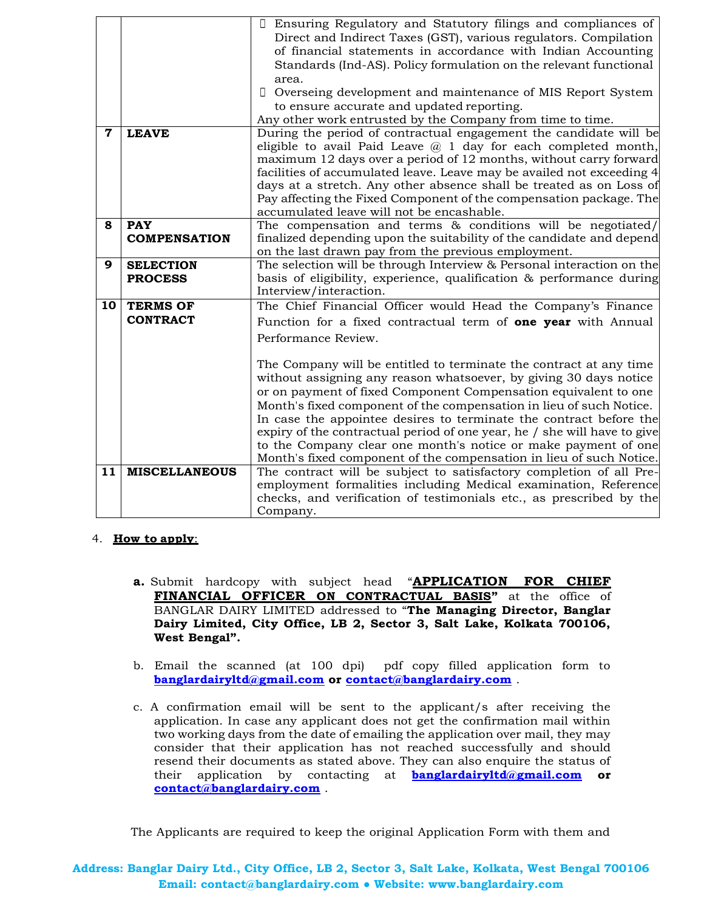| | | |
|---|---|---|
| | | - Ensuring Regulatory and Statutory filings and compliances of Direct and Indirect Taxes (GST), various regulators. Compilation of financial statements in accordance with Indian Accounting Standards (Ind-AS). Policy formulation on the relevant functional area.<br>- Overseing development and maintenance of MIS Report System to ensure accurate and updated reporting.<br>Any other work entrusted by the Company from time to time. |
| **7** | **LEAVE** | During the period of contractual engagement the candidate will be eligible to avail Paid Leave @ 1 day for each completed month, maximum 12 days over a period of 12 months, without carry forward facilities of accumulated leave. Leave may be availed not exceeding 4 days at a stretch. Any other absence shall be treated as on Loss of Pay affecting the Fixed Component of the compensation package. The accumulated leave will not be encashable. |
| **8** | **PAY COMPENSATION** | The compensation and terms & conditions will be negotiated/ finalized depending upon the suitability of the candidate and depend on the last drawn pay from the previous employment. |
| **9** | **SELECTION PROCESS** | The selection will be through Interview & Personal interaction on the basis of eligibility, experience, qualification & performance during Interview/interaction. |
| **10** | **TERMS OF CONTRACT** | The Chief Financial Officer would Head the Company's Finance Function for a fixed contractual term of **one year** with Annual Performance Review.<br><br>The Company will be entitled to terminate the contract at any time without assigning any reason whatsoever, by giving 30 days notice or on payment of fixed Component Compensation equivalent to one Month's fixed component of the compensation in lieu of such Notice. In case the appointee desires to terminate the contract before the expiry of the contractual period of one year, he / she will have to give to the Company clear one month's notice or make payment of one Month's fixed component of the compensation in lieu of such Notice. |
| **11** | **MISCELLANEOUS** | The contract will be subject to satisfactory completion of all Pre-employment formalities including Medical examination, Reference checks, and verification of testimonials etc., as prescribed by the Company. |

4. **How to apply**:

**a.** Submit hardcopy with subject head "**APPLICATION FOR CHIEF FINANCIAL OFFICER ON CONTRACTUAL BASIS"** at the office of BANGLAR DAIRY LIMITED addressed to "**The Managing Director, Banglar Dairy Limited, City Office, LB 2, Sector 3, Salt Lake, Kolkata 700106, West Bengal".**

b. Email the scanned (at 100 dpi) pdf copy filled application form to **banglardairyltd@gmail.com or contact@banglardairy.com** .

c. A confirmation email will be sent to the applicant/s after receiving the application. In case any applicant does not get the confirmation mail within two working days from the date of emailing the application over mail, they may consider that their application has not reached successfully and should resend their documents as stated above. They can also enquire the status of their application by contacting at **banglardairyltd@gmail.com or contact@banglardairy.com** .

The Applicants are required to keep the original Application Form with them and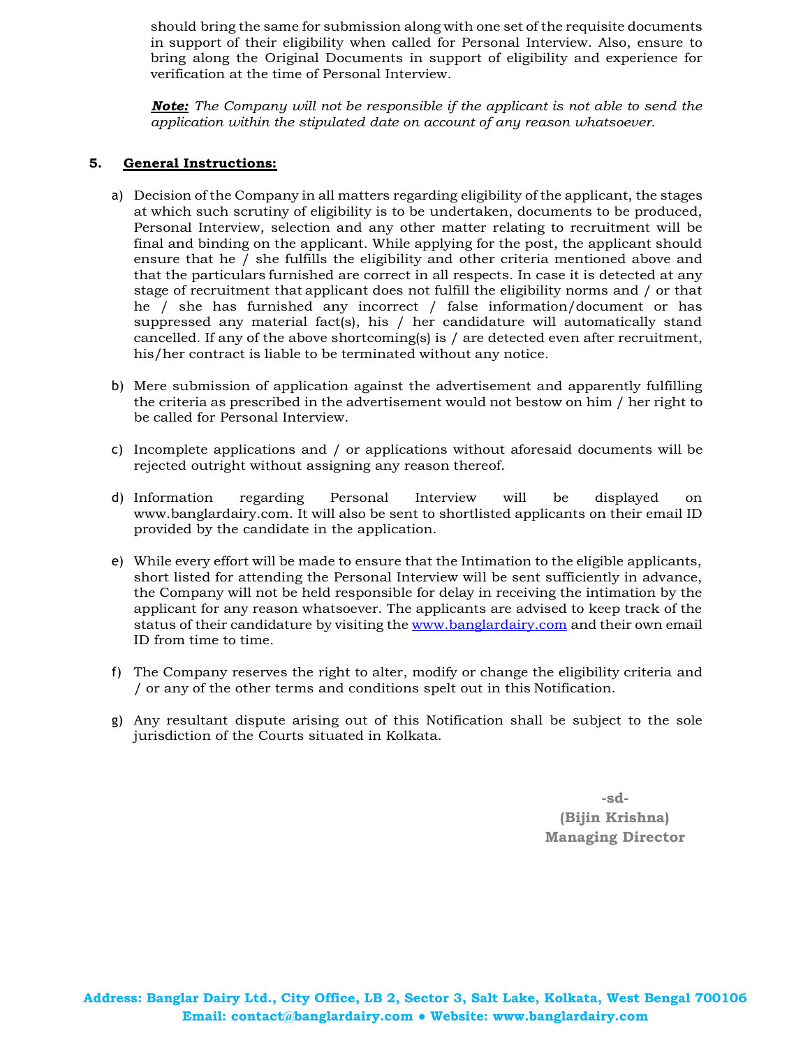should bring the same for submission along with one set of the requisite documents in support of their eligibility when called for Personal Interview. Also, ensure to bring along the Original Documents in support of eligibility and experience for verification at the time of Personal Interview.

***Note:*** *The Company will not be responsible if the applicant is not able to send the application within the stipulated date on account of any reason whatsoever.*

## 5. General Instructions:

a) Decision of the Company in all matters regarding eligibility of the applicant, the stages at which such scrutiny of eligibility is to be undertaken, documents to be produced, Personal Interview, selection and any other matter relating to recruitment will be final and binding on the applicant. While applying for the post, the applicant should ensure that he / she fulfills the eligibility and other criteria mentioned above and that the particulars furnished are correct in all respects. In case it is detected at any stage of recruitment that applicant does not fulfill the eligibility norms and / or that he / she has furnished any incorrect / false information/document or has suppressed any material fact(s), his / her candidature will automatically stand cancelled. If any of the above shortcoming(s) is / are detected even after recruitment, his/her contract is liable to be terminated without any notice.

b) Mere submission of application against the advertisement and apparently fulfilling the criteria as prescribed in the advertisement would not bestow on him / her right to be called for Personal Interview.

c) Incomplete applications and / or applications without aforesaid documents will be rejected outright without assigning any reason thereof.

d) Information regarding Personal Interview will be displayed on www.banglardairy.com. It will also be sent to shortlisted applicants on their email ID provided by the candidate in the application.

e) While every effort will be made to ensure that the Intimation to the eligible applicants, short listed for attending the Personal Interview will be sent sufficiently in advance, the Company will not be held responsible for delay in receiving the intimation by the applicant for any reason whatsoever. The applicants are advised to keep track of the status of their candidature by visiting the www.banglardairy.com and their own email ID from time to time.

f) The Company reserves the right to alter, modify or change the eligibility criteria and / or any of the other terms and conditions spelt out in this Notification.

g) Any resultant dispute arising out of this Notification shall be subject to the sole jurisdiction of the Courts situated in Kolkata.

**-sd-**
**(Bijin Krishna)**
**Managing Director**

**Address: Banglar Dairy Ltd., City Office, LB 2, Sector 3, Salt Lake, Kolkata, West Bengal 700106**
**Email: contact@banglardairy.com ● Website: www.banglardairy.com**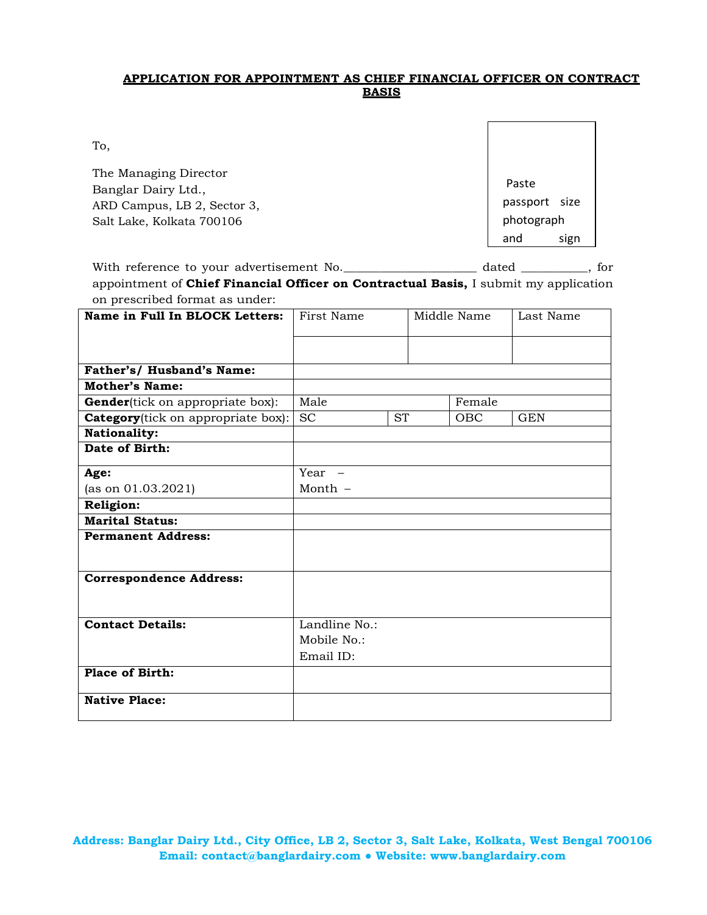**APPLICATION FOR APPOINTMENT AS CHIEF FINANCIAL OFFICER ON CONTRACT BASIS**

To,

The Managing Director
Banglar Dairy Ltd.,
ARD Campus, LB 2, Sector 3,
Salt Lake, Kolkata 700106

Paste passport size photograph and sign

With reference to your advertisement No.______________________ dated ___________, for appointment of **Chief Financial Officer on Contractual Basis,** I submit my application on prescribed format as under:

| | | | | |
|---|---|---|---|---|
| **Name in Full In BLOCK Letters:** | First Name | | Middle Name | Last Name |
| | | | | |
| **Father's/ Husband's Name:** | | | | |
| **Mother's Name:** | | | | |
| **Gender**(tick on appropriate box): | Male | | Female | |
| **Category**(tick on appropriate box): | SC | ST | OBC | GEN |
| **Nationality:** | | | | |
| **Date of Birth:** | | | | |
| **Age:** (as on 01.03.2021) | Year – Month – | | | |
| **Religion:** | | | | |
| **Marital Status:** | | | | |
| **Permanent Address:** | | | | |
| **Correspondence Address:** | | | | |
| **Contact Details:** | Landline No.: Mobile No.: Email ID: | | | |
| **Place of Birth:** | | | | |
| **Native Place:** | | | | |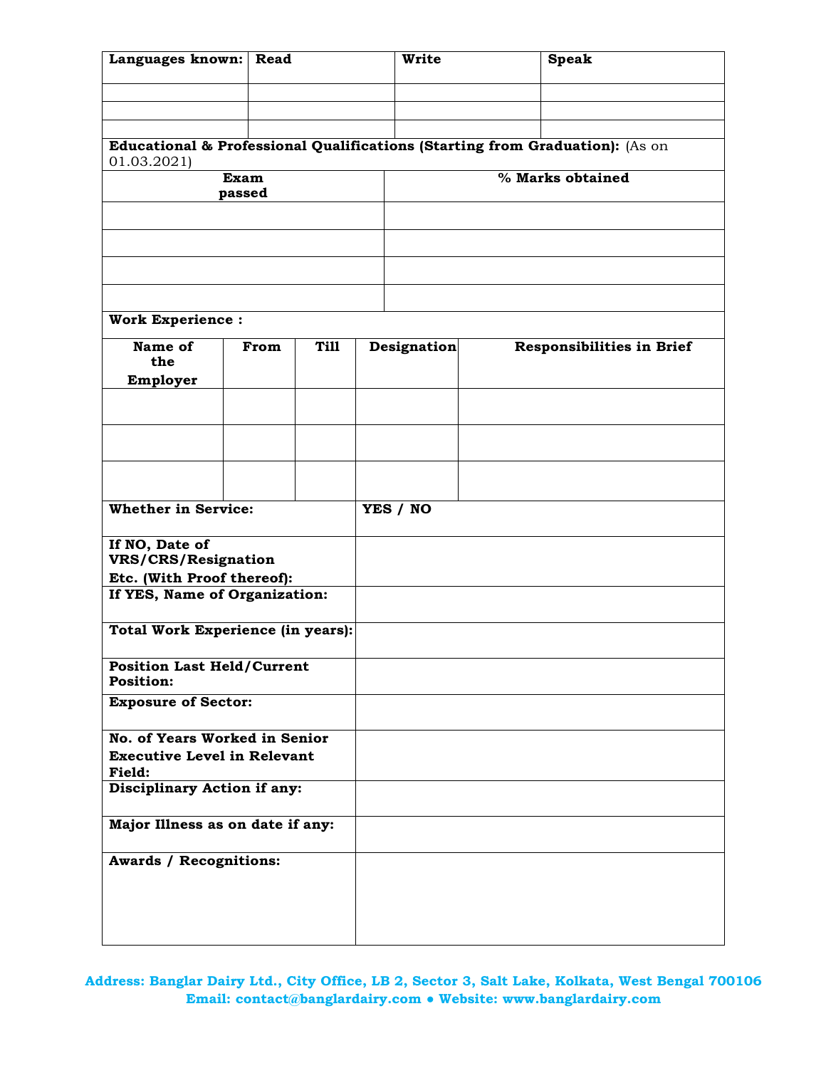| **Languages known:** | **Read** | **Write** | **Speak** |
|---|---|---|---|
| | | | |
| | | | |
| | | | |

**Educational & Professional Qualifications (Starting from Graduation):** (As on 01.03.2021)

| **Exam passed** | **% Marks obtained** |
|---|---|
| | |
| | |
| | |
| | |

**Work Experience :**

| **Name of the Employer** | **From** | **Till** | **Designation** | **Responsibilities in Brief** |
|---|---|---|---|---|
| | | | | |
| | | | | |
| | | | | |

| | |
|---|---|
| **Whether in Service:** | **YES / NO** |
| **If NO, Date of VRS/CRS/Resignation Etc. (With Proof thereof):** | |
| **If YES, Name of Organization:** | |
| **Total Work Experience (in years):** | |
| **Position Last Held/Current Position:** | |
| **Exposure of Sector:** | |
| **No. of Years Worked in Senior Executive Level in Relevant Field:** | |
| **Disciplinary Action if any:** | |
| **Major Illness as on date if any:** | |
| **Awards / Recognitions:** | |

**Address: Banglar Dairy Ltd., City Office, LB 2, Sector 3, Salt Lake, Kolkata, West Bengal 700106**
**Email: contact@banglardairy.com ● Website: www.banglardairy.com**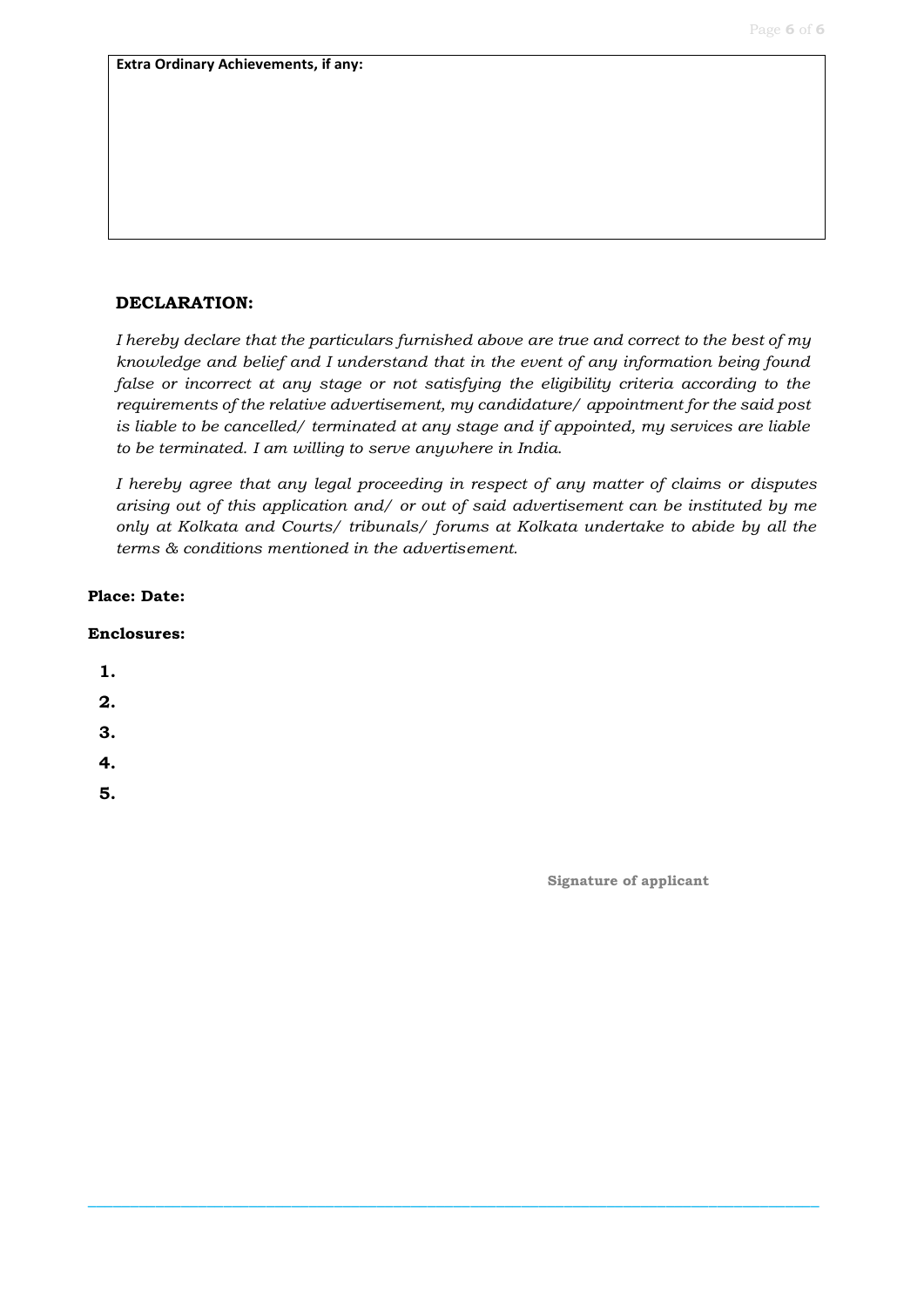**Extra Ordinary Achievements, if any:**

## DECLARATION:

*I hereby declare that the particulars furnished above are true and correct to the best of my knowledge and belief and I understand that in the event of any information being found false or incorrect at any stage or not satisfying the eligibility criteria according to the requirements of the relative advertisement, my candidature/ appointment for the said post is liable to be cancelled/ terminated at any stage and if appointed, my services are liable to be terminated. I am willing to serve anywhere in India.*

*I hereby agree that any legal proceeding in respect of any matter of claims or disputes arising out of this application and/ or out of said advertisement can be instituted by me only at Kolkata and Courts/ tribunals/ forums at Kolkata undertake to abide by all the terms & conditions mentioned in the advertisement.*

**Place: Date:**

**Enclosures:**

1.
2.
3.
4.
5.

**Signature of applicant**